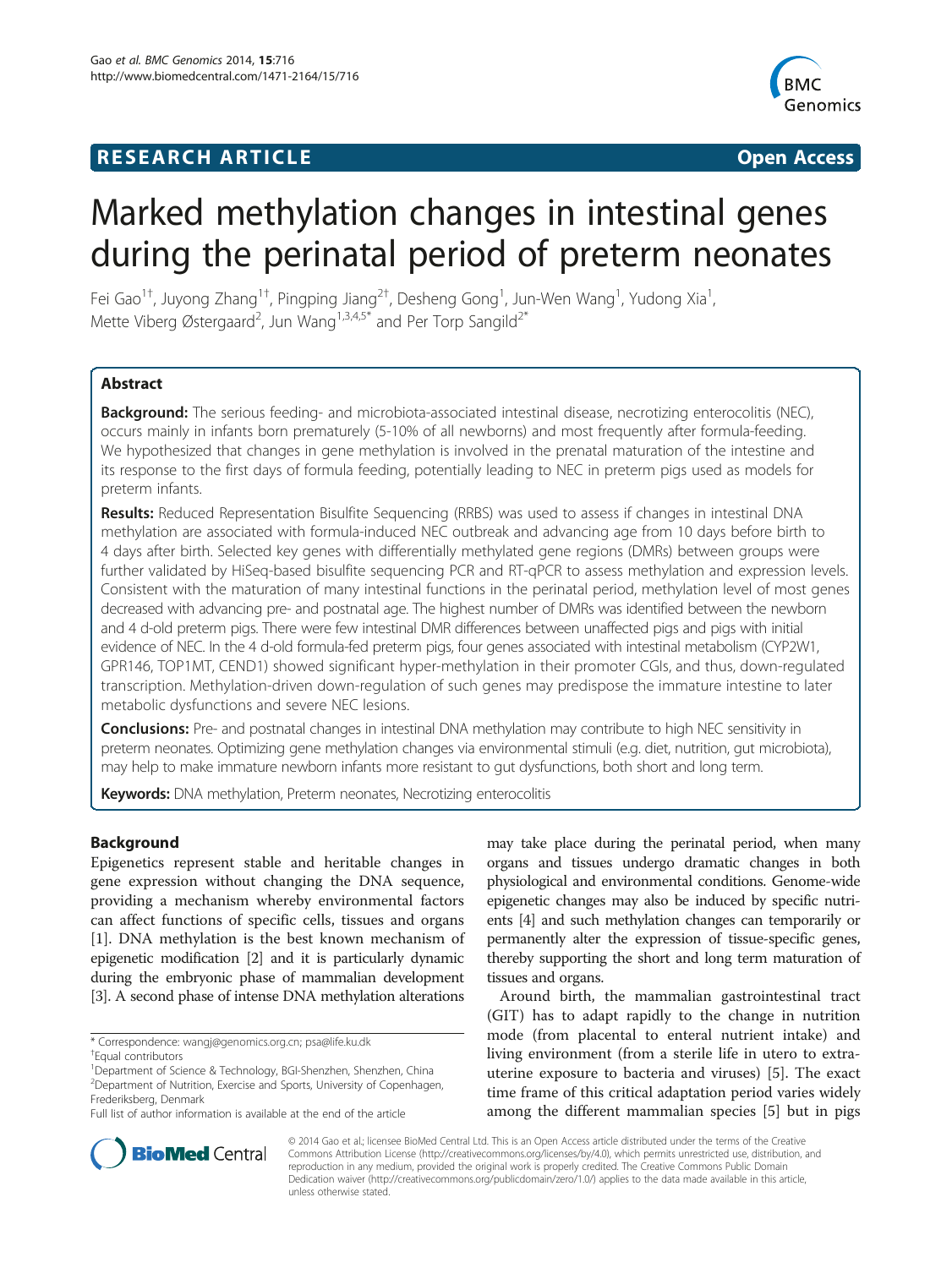**RESEARCH ARTICLE** **Open Access**

# Marked methylation changes in intestinal genes during the perinatal period of preterm neonates

Fei Gao[1†], Juyong Zhang[1†], Pingping Jiang[2†], Desheng Gong[1], Jun-Wen Wang[1], Yudong Xia[1], Mette Viberg Østergaard[2], Jun Wang[1,3,4,5*] and Per Torp Sangild[2*]

## Abstract

**Background:** The serious feeding- and microbiota-associated intestinal disease, necrotizing enterocolitis (NEC), occurs mainly in infants born prematurely (5-10% of all newborns) and most frequently after formula-feeding. We hypothesized that changes in gene methylation is involved in the prenatal maturation of the intestine and its response to the first days of formula feeding, potentially leading to NEC in preterm pigs used as models for preterm infants.

**Results:** Reduced Representation Bisulfite Sequencing (RRBS) was used to assess if changes in intestinal DNA methylation are associated with formula-induced NEC outbreak and advancing age from 10 days before birth to 4 days after birth. Selected key genes with differentially methylated gene regions (DMRs) between groups were further validated by HiSeq-based bisulfite sequencing PCR and RT-qPCR to assess methylation and expression levels. Consistent with the maturation of many intestinal functions in the perinatal period, methylation level of most genes decreased with advancing pre- and postnatal age. The highest number of DMRs was identified between the newborn and 4 d-old preterm pigs. There were few intestinal DMR differences between unaffected pigs and pigs with initial evidence of NEC. In the 4 d-old formula-fed preterm pigs, four genes associated with intestinal metabolism (CYP2W1, GPR146, TOP1MT, CEND1) showed significant hyper-methylation in their promoter CGIs, and thus, down-regulated transcription. Methylation-driven down-regulation of such genes may predispose the immature intestine to later metabolic dysfunctions and severe NEC lesions.

**Conclusions:** Pre- and postnatal changes in intestinal DNA methylation may contribute to high NEC sensitivity in preterm neonates. Optimizing gene methylation changes via environmental stimuli (e.g. diet, nutrition, gut microbiota), may help to make immature newborn infants more resistant to gut dysfunctions, both short and long term.

**Keywords:** DNA methylation, Preterm neonates, Necrotizing enterocolitis

## Background

Epigenetics represent stable and heritable changes in gene expression without changing the DNA sequence, providing a mechanism whereby environmental factors can affect functions of specific cells, tissues and organs [1]. DNA methylation is the best known mechanism of epigenetic modification [2] and it is particularly dynamic during the embryonic phase of mammalian development [3]. A second phase of intense DNA methylation alterations may take place during the perinatal period, when many organs and tissues undergo dramatic changes in both physiological and environmental conditions. Genome-wide epigenetic changes may also be induced by specific nutrients [4] and such methylation changes can temporarily or permanently alter the expression of tissue-specific genes, thereby supporting the short and long term maturation of tissues and organs.

Around birth, the mammalian gastrointestinal tract (GIT) has to adapt rapidly to the change in nutrition mode (from placental to enteral nutrient intake) and living environment (from a sterile life in utero to extra-uterine exposure to bacteria and viruses) [5]. The exact time frame of this critical adaptation period varies widely among the different mammalian species [5] but in pigs

\* Correspondence: wangj@genomics.org.cn; psa@life.ku.dk
†Equal contributors
[1]Department of Science & Technology, BGI-Shenzhen, Shenzhen, China
[2]Department of Nutrition, Exercise and Sports, University of Copenhagen, Frederiksberg, Denmark
Full list of author information is available at the end of the article

© 2014 Gao et al.; licensee BioMed Central Ltd. This is an Open Access article distributed under the terms of the Creative Commons Attribution License (http://creativecommons.org/licenses/by/4.0), which permits unrestricted use, distribution, and reproduction in any medium, provided the original work is properly credited. The Creative Commons Public Domain Dedication waiver (http://creativecommons.org/publicdomain/zero/1.0/) applies to the data made available in this article, unless otherwise stated.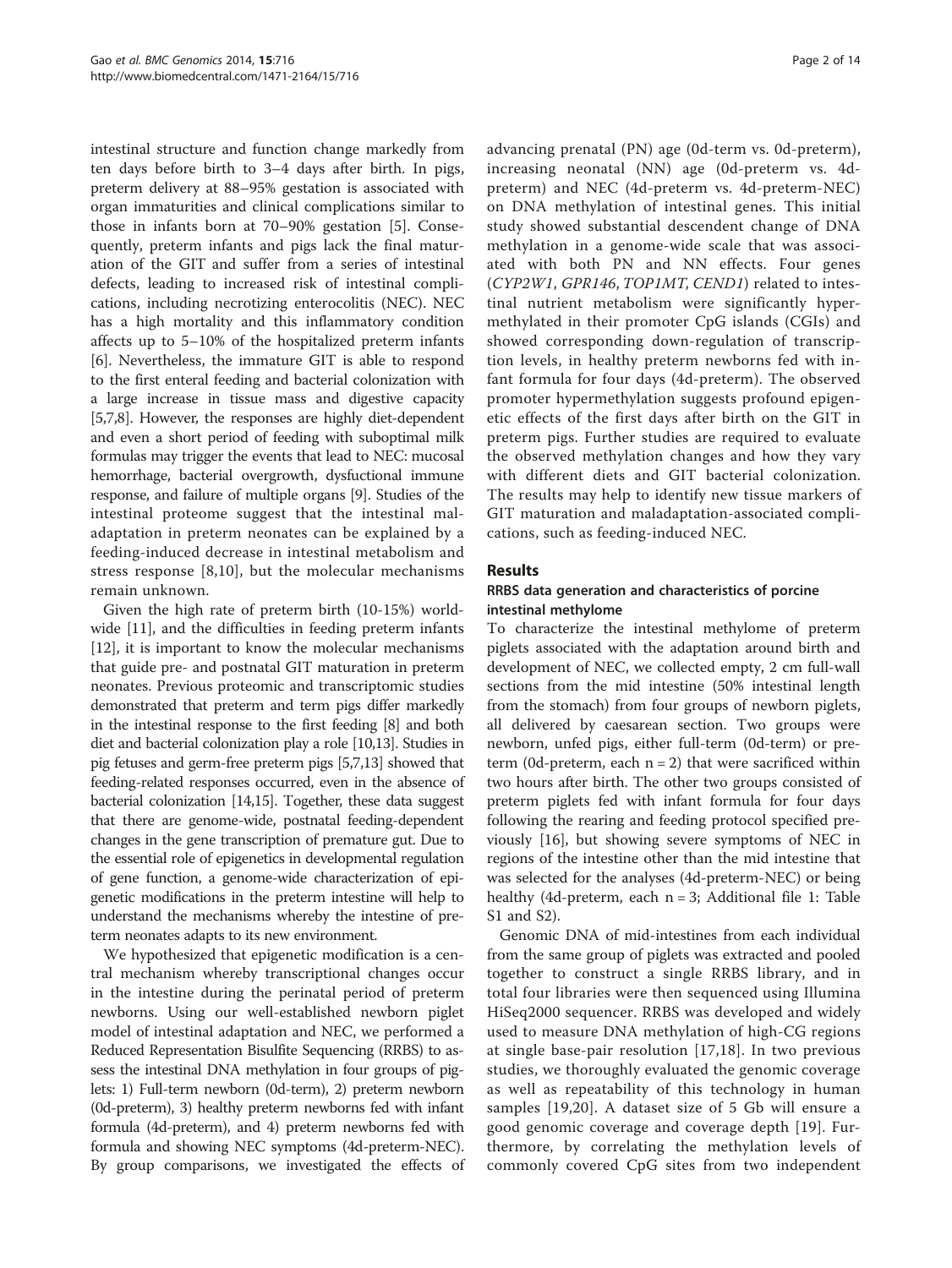intestinal structure and function change markedly from ten days before birth to 3–4 days after birth. In pigs, preterm delivery at 88–95% gestation is associated with organ immaturities and clinical complications similar to those in infants born at 70–90% gestation [5]. Consequently, preterm infants and pigs lack the final maturation of the GIT and suffer from a series of intestinal defects, leading to increased risk of intestinal complications, including necrotizing enterocolitis (NEC). NEC has a high mortality and this inflammatory condition affects up to 5–10% of the hospitalized preterm infants [6]. Nevertheless, the immature GIT is able to respond to the first enteral feeding and bacterial colonization with a large increase in tissue mass and digestive capacity [5,7,8]. However, the responses are highly diet-dependent and even a short period of feeding with suboptimal milk formulas may trigger the events that lead to NEC: mucosal hemorrhage, bacterial overgrowth, dysfunctional immune response, and failure of multiple organs [9]. Studies of the intestinal proteome suggest that the intestinal maladaptation in preterm neonates can be explained by a feeding-induced decrease in intestinal metabolism and stress response [8,10], but the molecular mechanisms remain unknown.

Given the high rate of preterm birth (10-15%) worldwide [11], and the difficulties in feeding preterm infants [12], it is important to know the molecular mechanisms that guide pre- and postnatal GIT maturation in preterm neonates. Previous proteomic and transcriptomic studies demonstrated that preterm and term pigs differ markedly in the intestinal response to the first feeding [8] and both diet and bacterial colonization play a role [10,13]. Studies in pig fetuses and germ-free preterm pigs [5,7,13] showed that feeding-related responses occurred, even in the absence of bacterial colonization [14,15]. Together, these data suggest that there are genome-wide, postnatal feeding-dependent changes in the gene transcription of premature gut. Due to the essential role of epigenetics in developmental regulation of gene function, a genome-wide characterization of epigenetic modifications in the preterm intestine will help to understand the mechanisms whereby the intestine of preterm neonates adapts to its new environment.

We hypothesized that epigenetic modification is a central mechanism whereby transcriptional changes occur in the intestine during the perinatal period of preterm newborns. Using our well-established newborn piglet model of intestinal adaptation and NEC, we performed a Reduced Representation Bisulfite Sequencing (RRBS) to assess the intestinal DNA methylation in four groups of piglets: 1) Full-term newborn (0d-term), 2) preterm newborn (0d-preterm), 3) healthy preterm newborns fed with infant formula (4d-preterm), and 4) preterm newborns fed with formula and showing NEC symptoms (4d-preterm-NEC). By group comparisons, we investigated the effects of advancing prenatal (PN) age (0d-term vs. 0d-preterm), increasing neonatal (NN) age (0d-preterm vs. 4d-preterm) and NEC (4d-preterm vs. 4d-preterm-NEC) on DNA methylation of intestinal genes. This initial study showed substantial descendent change of DNA methylation in a genome-wide scale that was associated with both PN and NN effects. Four genes (*CYP2W1*, *GPR146*, *TOP1MT*, *CEND1*) related to intestinal nutrient metabolism were significantly hypermethylated in their promoter CpG islands (CGIs) and showed corresponding down-regulation of transcription levels, in healthy preterm newborns fed with infant formula for four days (4d-preterm). The observed promoter hypermethylation suggests profound epigenetic effects of the first days after birth on the GIT in preterm pigs. Further studies are required to evaluate the observed methylation changes and how they vary with different diets and GIT bacterial colonization. The results may help to identify new tissue markers of GIT maturation and maladaptation-associated complications, such as feeding-induced NEC.

## Results

### RRBS data generation and characteristics of porcine intestinal methylome

To characterize the intestinal methylome of preterm piglets associated with the adaptation around birth and development of NEC, we collected empty, 2 cm full-wall sections from the mid intestine (50% intestinal length from the stomach) from four groups of newborn piglets, all delivered by caesarean section. Two groups were newborn, unfed pigs, either full-term (0d-term) or preterm (0d-preterm, each n = 2) that were sacrificed within two hours after birth. The other two groups consisted of preterm piglets fed with infant formula for four days following the rearing and feeding protocol specified previously [16], but showing severe symptoms of NEC in regions of the intestine other than the mid intestine that was selected for the analyses (4d-preterm-NEC) or being healthy (4d-preterm, each n = 3; Additional file 1: Table S1 and S2).

Genomic DNA of mid-intestines from each individual from the same group of piglets was extracted and pooled together to construct a single RRBS library, and in total four libraries were then sequenced using Illumina HiSeq2000 sequencer. RRBS was developed and widely used to measure DNA methylation of high-CG regions at single base-pair resolution [17,18]. In two previous studies, we thoroughly evaluated the genomic coverage as well as repeatability of this technology in human samples [19,20]. A dataset size of 5 Gb will ensure a good genomic coverage and coverage depth [19]. Furthermore, by correlating the methylation levels of commonly covered CpG sites from two independent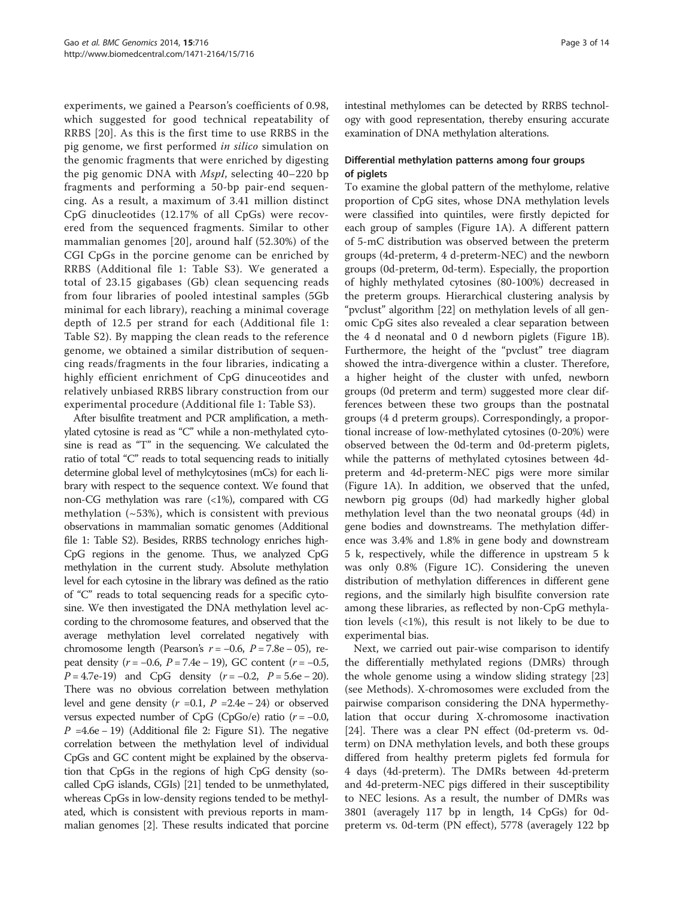experiments, we gained a Pearson's coefficients of 0.98, which suggested for good technical repeatability of RRBS [20]. As this is the first time to use RRBS in the pig genome, we first performed *in silico* simulation on the genomic fragments that were enriched by digesting the pig genomic DNA with *MspI*, selecting 40–220 bp fragments and performing a 50-bp pair-end sequencing. As a result, a maximum of 3.41 million distinct CpG dinucleotides (12.17% of all CpGs) were recovered from the sequenced fragments. Similar to other mammalian genomes [20], around half (52.30%) of the CGI CpGs in the porcine genome can be enriched by RRBS (Additional file 1: Table S3). We generated a total of 23.15 gigabases (Gb) clean sequencing reads from four libraries of pooled intestinal samples (5Gb minimal for each library), reaching a minimal coverage depth of 12.5 per strand for each (Additional file 1: Table S2). By mapping the clean reads to the reference genome, we obtained a similar distribution of sequencing reads/fragments in the four libraries, indicating a highly efficient enrichment of CpG dinuceotides and relatively unbiased RRBS library construction from our experimental procedure (Additional file 1: Table S3).

After bisulfite treatment and PCR amplification, a methylated cytosine is read as "C" while a non-methylated cytosine is read as "T" in the sequencing. We calculated the ratio of total "C" reads to total sequencing reads to initially determine global level of methylcytosines (mCs) for each library with respect to the sequence context. We found that non-CG methylation was rare (<1%), compared with CG methylation (~53%), which is consistent with previous observations in mammalian somatic genomes (Additional file 1: Table S2). Besides, RRBS technology enriches high-CpG regions in the genome. Thus, we analyzed CpG methylation in the current study. Absolute methylation level for each cytosine in the library was defined as the ratio of "C" reads to total sequencing reads for a specific cytosine. We then investigated the DNA methylation level according to the chromosome features, and observed that the average methylation level correlated negatively with chromosome length (Pearson's $r = -0.6$, $P = 7.8e-05$), repeat density ($r = -0.6$, $P = 7.4e-19$), GC content ($r = -0.5$, $P = 4.7e\text{-}19$) and CpG density ($r = -0.2$, $P = 5.6e-20$). There was no obvious correlation between methylation level and gene density ($r = 0.1$, $P = 2.4e-24$) or observed versus expected number of CpG (CpGo/e) ratio ($r = -0.0$, $P = 4.6e-19$) (Additional file 2: Figure S1). The negative correlation between the methylation level of individual CpGs and GC content might be explained by the observation that CpGs in the regions of high CpG density (so-called CpG islands, CGIs) [21] tended to be unmethylated, whereas CpGs in low-density regions tended to be methylated, which is consistent with previous reports in mammalian genomes [2]. These results indicated that porcine intestinal methylomes can be detected by RRBS technology with good representation, thereby ensuring accurate examination of DNA methylation alterations.

### Differential methylation patterns among four groups of piglets

To examine the global pattern of the methylome, relative proportion of CpG sites, whose DNA methylation levels were classified into quintiles, were firstly depicted for each group of samples (Figure 1A). A different pattern of 5-mC distribution was observed between the preterm groups (4d-preterm, 4 d-preterm-NEC) and the newborn groups (0d-preterm, 0d-term). Especially, the proportion of highly methylated cytosines (80-100%) decreased in the preterm groups. Hierarchical clustering analysis by "pvclust" algorithm [22] on methylation levels of all genomic CpG sites also revealed a clear separation between the 4 d neonatal and 0 d newborn piglets (Figure 1B). Furthermore, the height of the "pvclust" tree diagram showed the intra-divergence within a cluster. Therefore, a higher height of the cluster with unfed, newborn groups (0d preterm and term) suggested more clear differences between these two groups than the postnatal groups (4 d preterm groups). Correspondingly, a proportional increase of low-methylated cytosines (0-20%) were observed between the 0d-term and 0d-preterm piglets, while the patterns of methylated cytosines between 4d-preterm and 4d-preterm-NEC pigs were more similar (Figure 1A). In addition, we observed that the unfed, newborn pig groups (0d) had markedly higher global methylation level than the two neonatal groups (4d) in gene bodies and downstreams. The methylation difference was 3.4% and 1.8% in gene body and downstream 5 k, respectively, while the difference in upstream 5 k was only 0.8% (Figure 1C). Considering the uneven distribution of methylation differences in different gene regions, and the similarly high bisulfite conversion rate among these libraries, as reflected by non-CpG methylation levels (<1%), this result is not likely to be due to experimental bias.

Next, we carried out pair-wise comparison to identify the differentially methylated regions (DMRs) through the whole genome using a window sliding strategy [23] (see Methods). X-chromosomes were excluded from the pairwise comparison considering the DNA hypermethylation that occur during X-chromosome inactivation [24]. There was a clear PN effect (0d-preterm vs. 0d-term) on DNA methylation levels, and both these groups differed from healthy preterm piglets fed formula for 4 days (4d-preterm). The DMRs between 4d-preterm and 4d-preterm-NEC pigs differed in their susceptibility to NEC lesions. As a result, the number of DMRs was 3801 (averagely 117 bp in length, 14 CpGs) for 0d-preterm vs. 0d-term (PN effect), 5778 (averagely 122 bp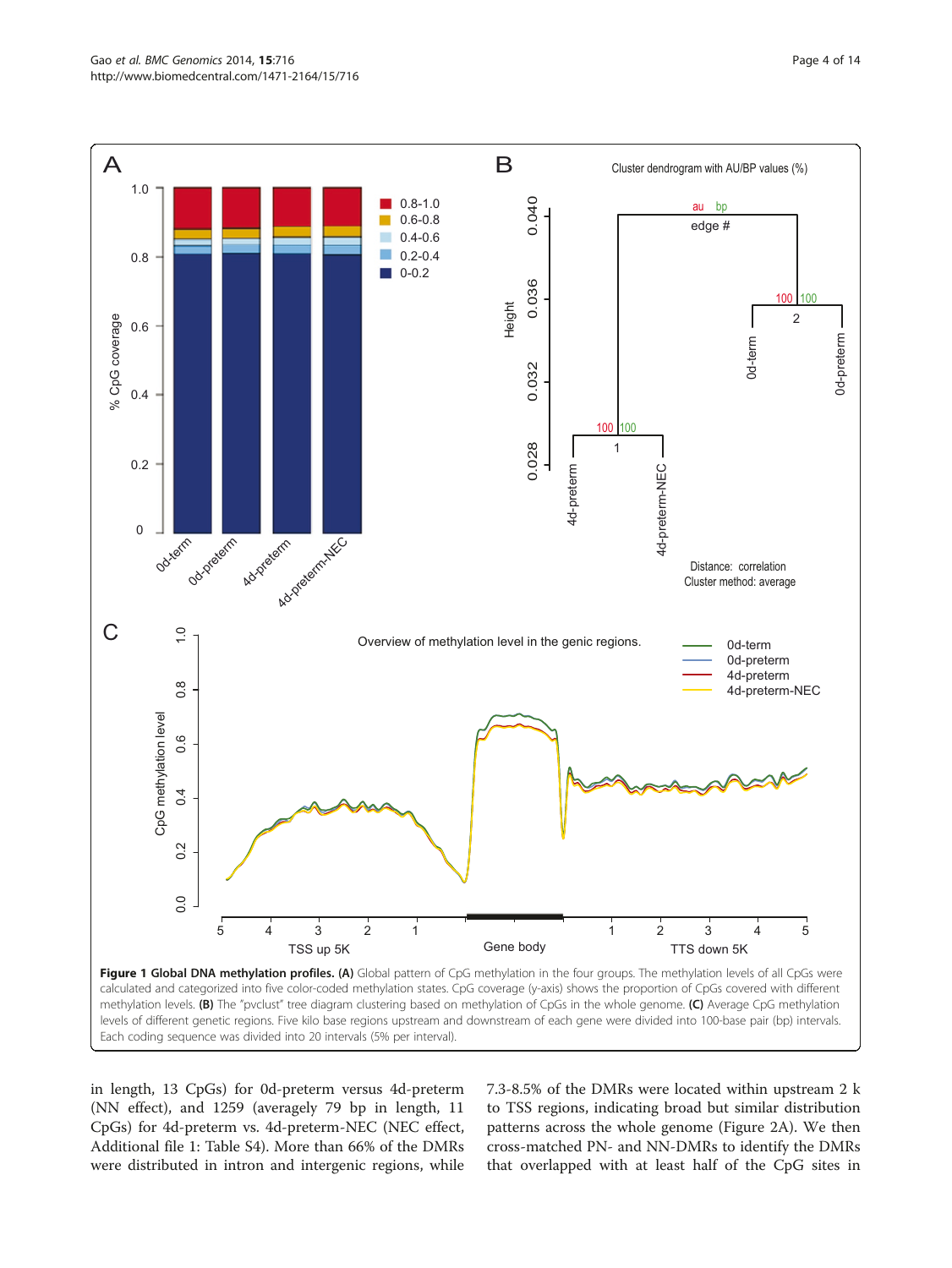**Figure 1 Global DNA methylation profiles. (A)** Global pattern of CpG methylation in the four groups. The methylation levels of all CpGs were calculated and categorized into five color-coded methylation states. CpG coverage (y-axis) shows the proportion of CpGs covered with different methylation levels. **(B)** The "pvclust" tree diagram clustering based on methylation of CpGs in the whole genome. **(C)** Average CpG methylation levels of different genetic regions. Five kilo base regions upstream and downstream of each gene were divided into 100-base pair (bp) intervals. Each coding sequence was divided into 20 intervals (5% per interval).

in length, 13 CpGs) for 0d-preterm versus 4d-preterm (NN effect), and 1259 (averagely 79 bp in length, 11 CpGs) for 4d-preterm vs. 4d-preterm-NEC (NEC effect, Additional file 1: Table S4). More than 66% of the DMRs were distributed in intron and intergenic regions, while 7.3-8.5% of the DMRs were located within upstream 2 k to TSS regions, indicating broad but similar distribution patterns across the whole genome (Figure 2A). We then cross-matched PN- and NN-DMRs to identify the DMRs that overlapped with at least half of the CpG sites in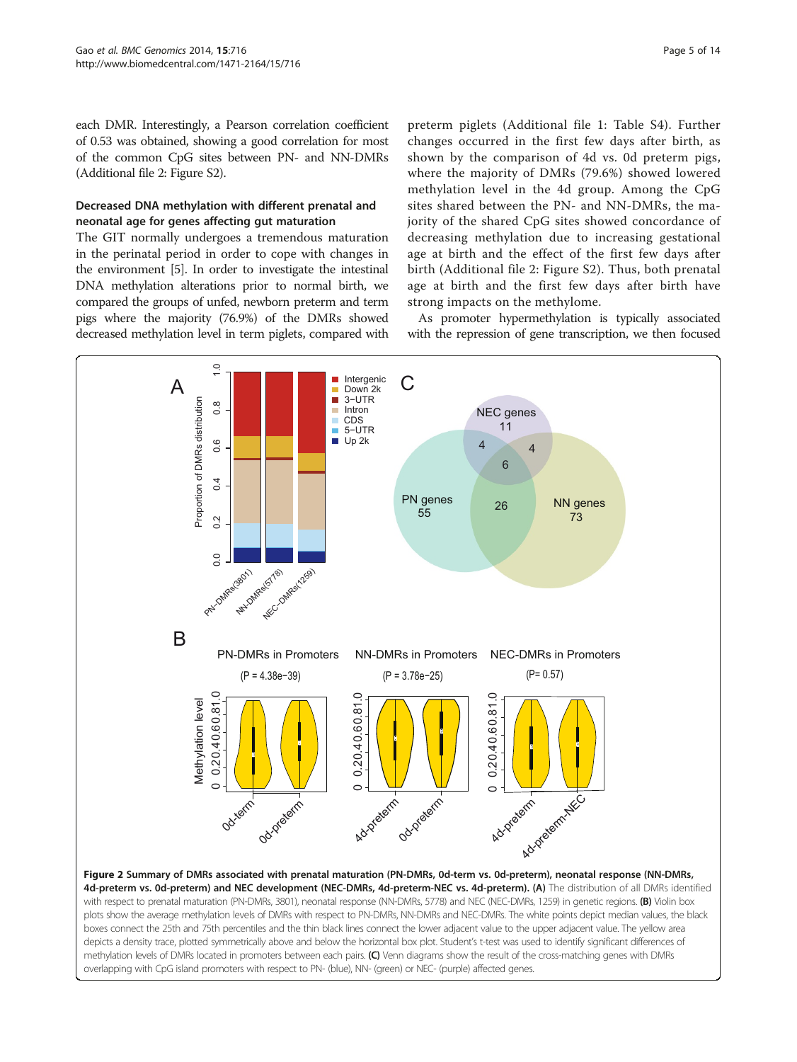each DMR. Interestingly, a Pearson correlation coefficient of 0.53 was obtained, showing a good correlation for most of the common CpG sites between PN- and NN-DMRs (Additional file 2: Figure S2).

### Decreased DNA methylation with different prenatal and neonatal age for genes affecting gut maturation

The GIT normally undergoes a tremendous maturation in the perinatal period in order to cope with changes in the environment [5]. In order to investigate the intestinal DNA methylation alterations prior to normal birth, we compared the groups of unfed, newborn preterm and term pigs where the majority (76.9%) of the DMRs showed decreased methylation level in term piglets, compared with preterm piglets (Additional file 1: Table S4). Further changes occurred in the first few days after birth, as shown by the comparison of 4d vs. 0d preterm pigs, where the majority of DMRs (79.6%) showed lowered methylation level in the 4d group. Among the CpG sites shared between the PN- and NN-DMRs, the majority of the shared CpG sites showed concordance of decreasing methylation due to increasing gestational age at birth and the effect of the first few days after birth (Additional file 2: Figure S2). Thus, both prenatal age at birth and the first few days after birth have strong impacts on the methylome.

As promoter hypermethylation is typically associated with the repression of gene transcription, we then focused

**Figure 2 Summary of DMRs associated with prenatal maturation (PN-DMRs, 0d-term vs. 0d-preterm), neonatal response (NN-DMRs, 4d-preterm vs. 0d-preterm) and NEC development (NEC-DMRs, 4d-preterm-NEC vs. 4d-preterm). (A)** The distribution of all DMRs identified with respect to prenatal maturation (PN-DMRs, 3801), neonatal response (NN-DMRs, 5778) and NEC (NEC-DMRs, 1259) in genetic regions. **(B)** Violin box plots show the average methylation levels of DMRs with respect to PN-DMRs, NN-DMRs and NEC-DMRs. The white points depict median values, the black boxes connect the 25th and 75th percentiles and the thin black lines connect the lower adjacent value to the upper adjacent value. The yellow area depicts a density trace, plotted symmetrically above and below the horizontal box plot. Student's t-test was used to identify significant differences of methylation levels of DMRs located in promoters between each pairs. **(C)** Venn diagrams show the result of the cross-matching genes with DMRs overlapping with CpG island promoters with respect to PN- (blue), NN- (green) or NEC- (purple) affected genes.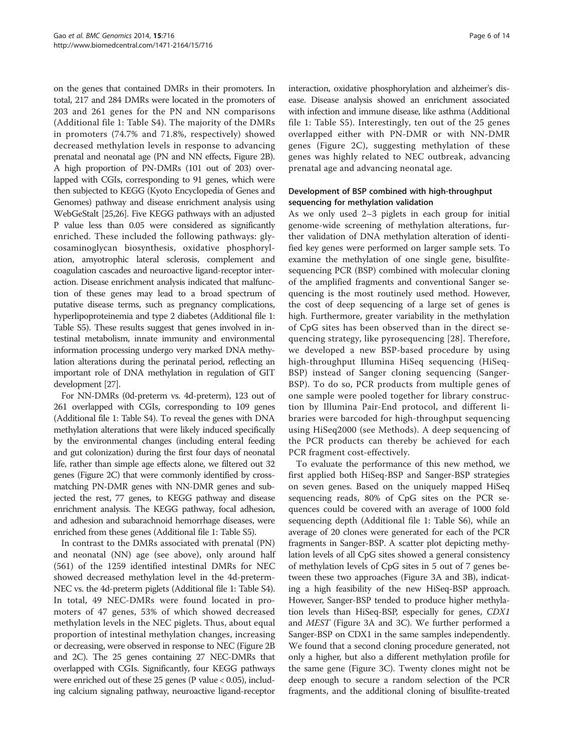on the genes that contained DMRs in their promoters. In total, 217 and 284 DMRs were located in the promoters of 203 and 261 genes for the PN and NN comparisons (Additional file 1: Table S4). The majority of the DMRs in promoters (74.7% and 71.8%, respectively) showed decreased methylation levels in response to advancing prenatal and neonatal age (PN and NN effects, Figure 2B). A high proportion of PN-DMRs (101 out of 203) overlapped with CGIs, corresponding to 91 genes, which were then subjected to KEGG (Kyoto Encyclopedia of Genes and Genomes) pathway and disease enrichment analysis using WebGeStalt [25,26]. Five KEGG pathways with an adjusted P value less than 0.05 were considered as significantly enriched. These included the following pathways: glycosaminoglycan biosynthesis, oxidative phosphorylation, amyotrophic lateral sclerosis, complement and coagulation cascades and neuroactive ligand-receptor interaction. Disease enrichment analysis indicated that malfunction of these genes may lead to a broad spectrum of putative disease terms, such as pregnancy complications, hyperlipoproteinemia and type 2 diabetes (Additional file 1: Table S5). These results suggest that genes involved in intestinal metabolism, innate immunity and environmental information processing undergo very marked DNA methylation alterations during the perinatal period, reflecting an important role of DNA methylation in regulation of GIT development [27].

For NN-DMRs (0d-preterm vs. 4d-preterm), 123 out of 261 overlapped with CGIs, corresponding to 109 genes (Additional file 1: Table S4). To reveal the genes with DNA methylation alterations that were likely induced specifically by the environmental changes (including enteral feeding and gut colonization) during the first four days of neonatal life, rather than simple age effects alone, we filtered out 32 genes (Figure 2C) that were commonly identified by cross-matching PN-DMR genes with NN-DMR genes and subjected the rest, 77 genes, to KEGG pathway and disease enrichment analysis. The KEGG pathway, focal adhesion, and adhesion and subarachnoid hemorrhage diseases, were enriched from these genes (Additional file 1: Table S5).

In contrast to the DMRs associated with prenatal (PN) and neonatal (NN) age (see above), only around half (561) of the 1259 identified intestinal DMRs for NEC showed decreased methylation level in the 4d-preterm-NEC vs. the 4d-preterm piglets (Additional file 1: Table S4). In total, 49 NEC-DMRs were found located in promoters of 47 genes, 53% of which showed decreased methylation levels in the NEC piglets. Thus, about equal proportion of intestinal methylation changes, increasing or decreasing, were observed in response to NEC (Figure 2B and 2C). The 25 genes containing 27 NEC-DMRs that overlapped with CGIs. Significantly, four KEGG pathways were enriched out of these 25 genes (P value < 0.05), including calcium signaling pathway, neuroactive ligand-receptor interaction, oxidative phosphorylation and alzheimer's disease. Disease analysis showed an enrichment associated with infection and immune disease, like asthma (Additional file 1: Table S5). Interestingly, ten out of the 25 genes overlapped either with PN-DMR or with NN-DMR genes (Figure 2C), suggesting methylation of these genes was highly related to NEC outbreak, advancing prenatal age and advancing neonatal age.

### Development of BSP combined with high-throughput sequencing for methylation validation

As we only used 2–3 piglets in each group for initial genome-wide screening of methylation alterations, further validation of DNA methylation alteration of identified key genes were performed on larger sample sets. To examine the methylation of one single gene, bisulfite-sequencing PCR (BSP) combined with molecular cloning of the amplified fragments and conventional Sanger sequencing is the most routinely used method. However, the cost of deep sequencing of a large set of genes is high. Furthermore, greater variability in the methylation of CpG sites has been observed than in the direct sequencing strategy, like pyrosequencing [28]. Therefore, we developed a new BSP-based procedure by using high-throughput Illumina HiSeq sequencing (HiSeq-BSP) instead of Sanger cloning sequencing (Sanger-BSP). To do so, PCR products from multiple genes of one sample were pooled together for library construction by Illumina Pair-End protocol, and different libraries were barcoded for high-throughput sequencing using HiSeq2000 (see Methods). A deep sequencing of the PCR products can thereby be achieved for each PCR fragment cost-effectively.

To evaluate the performance of this new method, we first applied both HiSeq-BSP and Sanger-BSP strategies on seven genes. Based on the uniquely mapped HiSeq sequencing reads, 80% of CpG sites on the PCR sequences could be covered with an average of 1000 fold sequencing depth (Additional file 1: Table S6), while an average of 20 clones were generated for each of the PCR fragments in Sanger-BSP. A scatter plot depicting methylation levels of all CpG sites showed a general consistency of methylation levels of CpG sites in 5 out of 7 genes between these two approaches (Figure 3A and 3B), indicating a high feasibility of the new HiSeq-BSP approach. However, Sanger-BSP tended to produce higher methylation levels than HiSeq-BSP, especially for genes, *CDX1* and *MEST* (Figure 3A and 3C). We further performed a Sanger-BSP on CDX1 in the same samples independently. We found that a second cloning procedure generated, not only a higher, but also a different methylation profile for the same gene (Figure 3C). Twenty clones might not be deep enough to secure a random selection of the PCR fragments, and the additional cloning of bisulfite-treated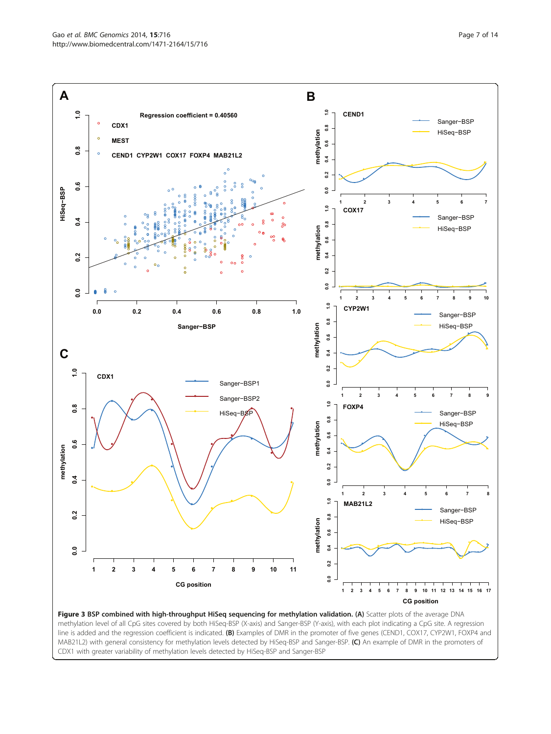**Figure 3 BSP combined with high-throughput HiSeq sequencing for methylation validation. (A)** Scatter plots of the average DNA methylation level of all CpG sites covered by both HiSeq-BSP (X-axis) and Sanger-BSP (Y-axis), with each plot indicating a CpG site. A regression line is added and the regression coefficient is indicated. **(B)** Examples of DMR in the promoter of five genes (CEND1, COX17, CYP2W1, FOXP4 and MAB21L2) with general consistency for methylation levels detected by HiSeq-BSP and Sanger-BSP. **(C)** An example of DMR in the promoters of CDX1 with greater variability of methylation levels detected by HiSeq-BSP and Sanger-BSP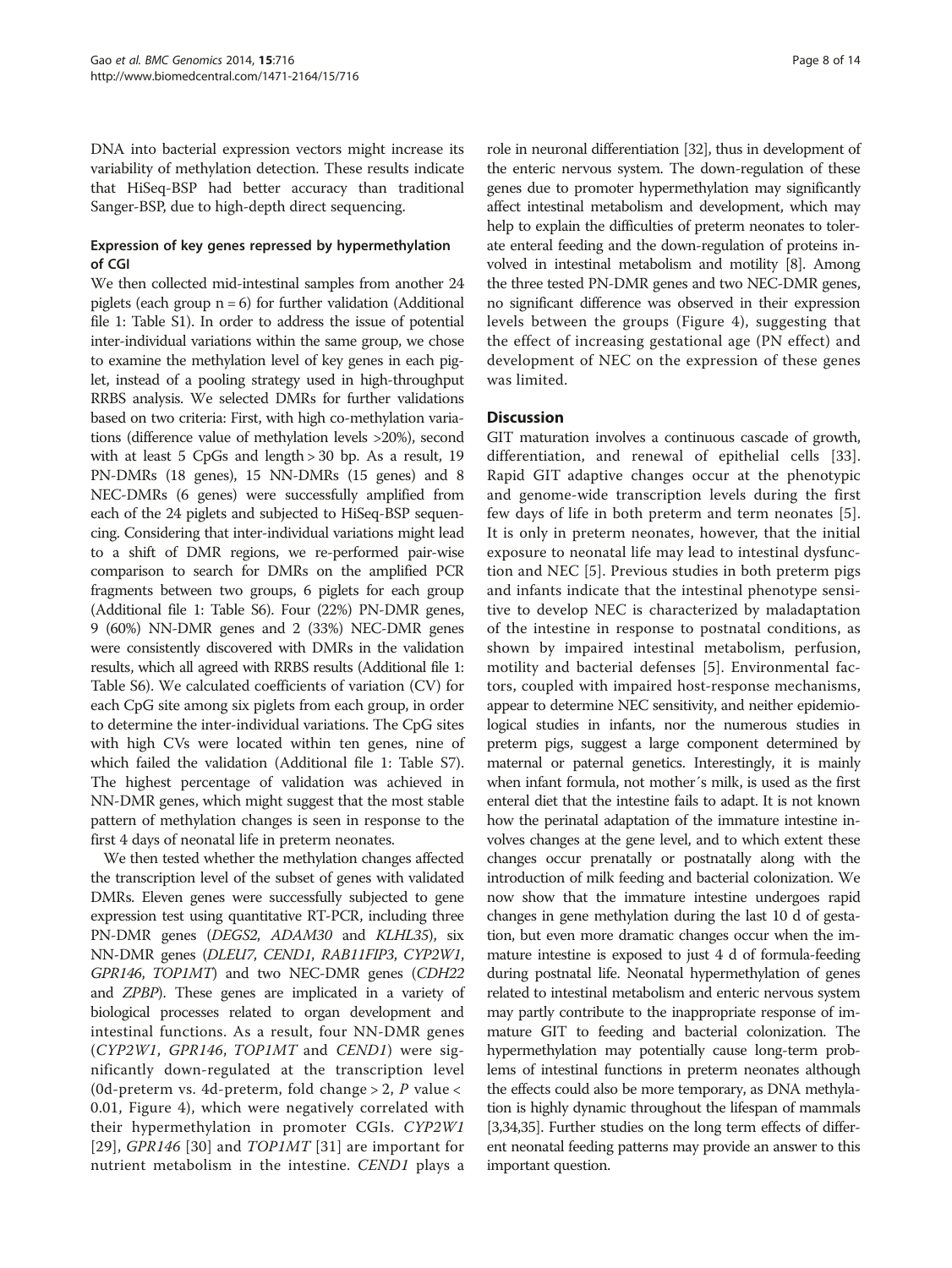DNA into bacterial expression vectors might increase its variability of methylation detection. These results indicate that HiSeq-BSP had better accuracy than traditional Sanger-BSP, due to high-depth direct sequencing.

### Expression of key genes repressed by hypermethylation of CGI

We then collected mid-intestinal samples from another 24 piglets (each group n = 6) for further validation (Additional file 1: Table S1). In order to address the issue of potential inter-individual variations within the same group, we chose to examine the methylation level of key genes in each piglet, instead of a pooling strategy used in high-throughput RRBS analysis. We selected DMRs for further validations based on two criteria: First, with high co-methylation variations (difference value of methylation levels >20%), second with at least 5 CpGs and length > 30 bp. As a result, 19 PN-DMRs (18 genes), 15 NN-DMRs (15 genes) and 8 NEC-DMRs (6 genes) were successfully amplified from each of the 24 piglets and subjected to HiSeq-BSP sequencing. Considering that inter-individual variations might lead to a shift of DMR regions, we re-performed pair-wise comparison to search for DMRs on the amplified PCR fragments between two groups, 6 piglets for each group (Additional file 1: Table S6). Four (22%) PN-DMR genes, 9 (60%) NN-DMR genes and 2 (33%) NEC-DMR genes were consistently discovered with DMRs in the validation results, which all agreed with RRBS results (Additional file 1: Table S6). We calculated coefficients of variation (CV) for each CpG site among six piglets from each group, in order to determine the inter-individual variations. The CpG sites with high CVs were located within ten genes, nine of which failed the validation (Additional file 1: Table S7). The highest percentage of validation was achieved in NN-DMR genes, which might suggest that the most stable pattern of methylation changes is seen in response to the first 4 days of neonatal life in preterm neonates.

We then tested whether the methylation changes affected the transcription level of the subset of genes with validated DMRs. Eleven genes were successfully subjected to gene expression test using quantitative RT-PCR, including three PN-DMR genes (*DEGS2*, *ADAM30* and *KLHL35*), six NN-DMR genes (*DLEU7*, *CEND1*, *RAB11FIP3*, *CYP2W1*, *GPR146*, *TOP1MT*) and two NEC-DMR genes (*CDH22* and *ZPBP*). These genes are implicated in a variety of biological processes related to organ development and intestinal functions. As a result, four NN-DMR genes (*CYP2W1*, *GPR146*, *TOP1MT* and *CEND1*) were significantly down-regulated at the transcription level (0d-preterm vs. 4d-preterm, fold change > 2, $P$ value < 0.01, Figure 4), which were negatively correlated with their hypermethylation in promoter CGIs. *CYP2W1* [29], *GPR146* [30] and *TOP1MT* [31] are important for nutrient metabolism in the intestine. *CEND1* plays a role in neuronal differentiation [32], thus in development of the enteric nervous system. The down-regulation of these genes due to promoter hypermethylation may significantly affect intestinal metabolism and development, which may help to explain the difficulties of preterm neonates to tolerate enteral feeding and the down-regulation of proteins involved in intestinal metabolism and motility [8]. Among the three tested PN-DMR genes and two NEC-DMR genes, no significant difference was observed in their expression levels between the groups (Figure 4), suggesting that the effect of increasing gestational age (PN effect) and development of NEC on the expression of these genes was limited.

## Discussion

GIT maturation involves a continuous cascade of growth, differentiation, and renewal of epithelial cells [33]. Rapid GIT adaptive changes occur at the phenotypic and genome-wide transcription levels during the first few days of life in both preterm and term neonates [5]. It is only in preterm neonates, however, that the initial exposure to neonatal life may lead to intestinal dysfunction and NEC [5]. Previous studies in both preterm pigs and infants indicate that the intestinal phenotype sensitive to develop NEC is characterized by maladaptation of the intestine in response to postnatal conditions, as shown by impaired intestinal metabolism, perfusion, motility and bacterial defenses [5]. Environmental factors, coupled with impaired host-response mechanisms, appear to determine NEC sensitivity, and neither epidemiological studies in infants, nor the numerous studies in preterm pigs, suggest a large component determined by maternal or paternal genetics. Interestingly, it is mainly when infant formula, not mother´s milk, is used as the first enteral diet that the intestine fails to adapt. It is not known how the perinatal adaptation of the immature intestine involves changes at the gene level, and to which extent these changes occur prenatally or postnatally along with the introduction of milk feeding and bacterial colonization. We now show that the immature intestine undergoes rapid changes in gene methylation during the last 10 d of gestation, but even more dramatic changes occur when the immature intestine is exposed to just 4 d of formula-feeding during postnatal life. Neonatal hypermethylation of genes related to intestinal metabolism and enteric nervous system may partly contribute to the inappropriate response of immature GIT to feeding and bacterial colonization. The hypermethylation may potentially cause long-term problems of intestinal functions in preterm neonates although the effects could also be more temporary, as DNA methylation is highly dynamic throughout the lifespan of mammals [3,34,35]. Further studies on the long term effects of different neonatal feeding patterns may provide an answer to this important question.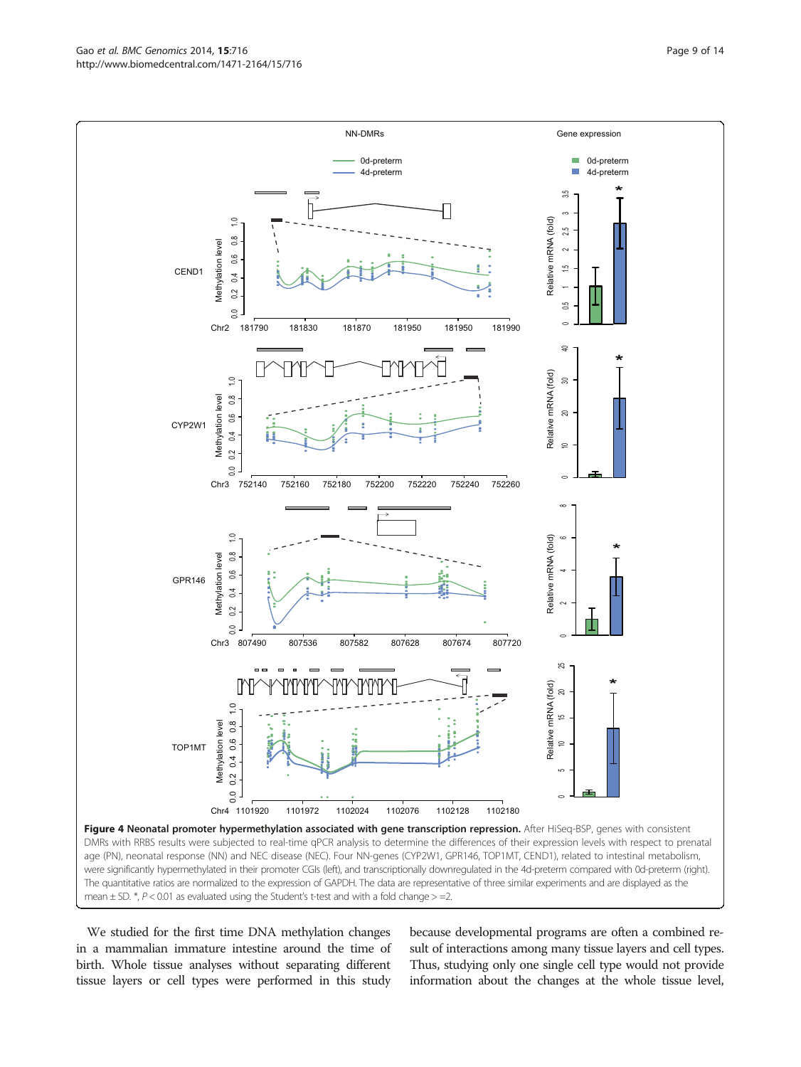**Figure 4 Neonatal promoter hypermethylation associated with gene transcription repression.** After HiSeq-BSP, genes with consistent DMRs with RRBS results were subjected to real-time qPCR analysis to determine the differences of their expression levels with respect to prenatal age (PN), neonatal response (NN) and NEC disease (NEC). Four NN-genes (CYP2W1, GPR146, TOP1MT, CEND1), related to intestinal metabolism, were significantly hypermethylated in their promoter CGIs (left), and transcriptionally downregulated in the 4d-preterm compared with 0d-preterm (right). The quantitative ratios are normalized to the expression of GAPDH. The data are representative of three similar experiments and are displayed as the mean ± SD. *, $P < 0.01$ as evaluated using the Student's t-test and with a fold change > =2.

We studied for the first time DNA methylation changes in a mammalian immature intestine around the time of birth. Whole tissue analyses without separating different tissue layers or cell types were performed in this study because developmental programs are often a combined result of interactions among many tissue layers and cell types. Thus, studying only one single cell type would not provide information about the changes at the whole tissue level,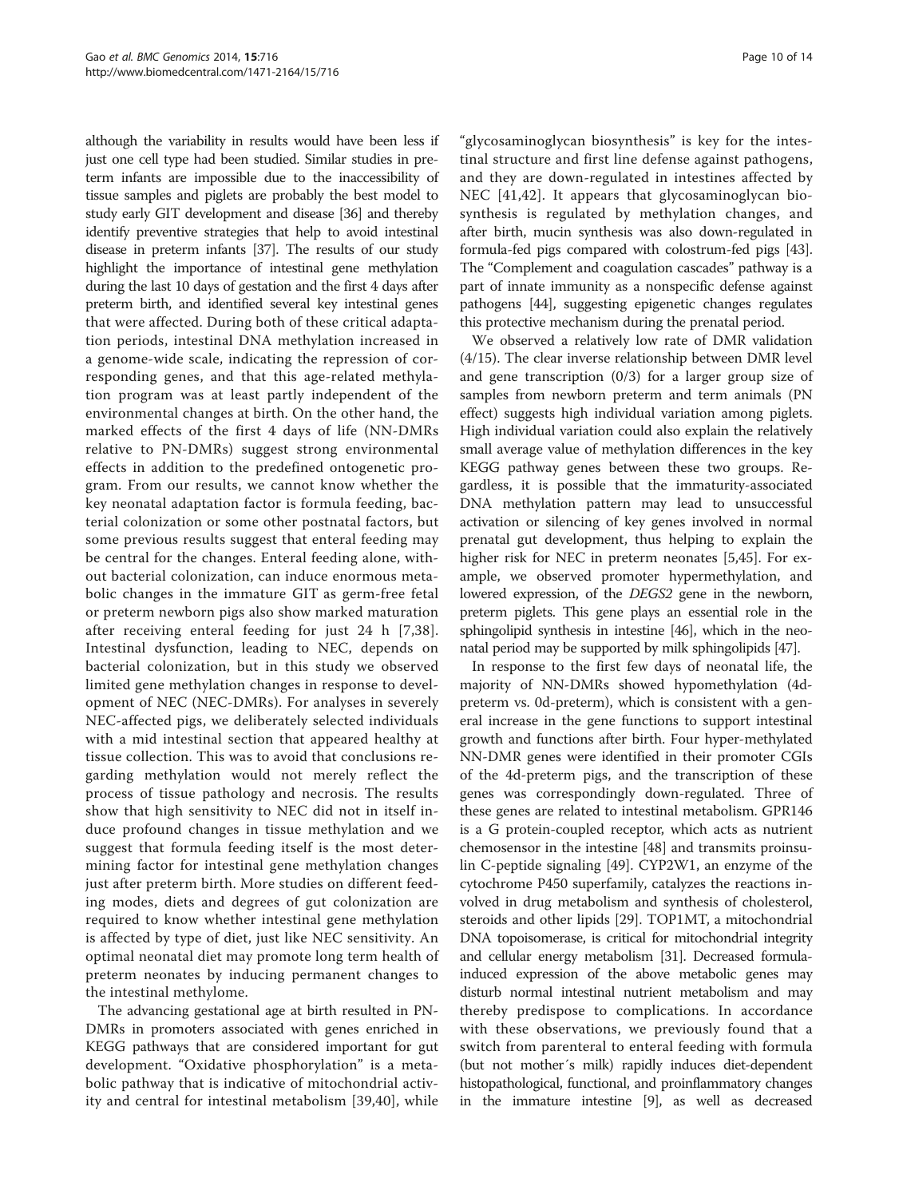although the variability in results would have been less if just one cell type had been studied. Similar studies in preterm infants are impossible due to the inaccessibility of tissue samples and piglets are probably the best model to study early GIT development and disease [36] and thereby identify preventive strategies that help to avoid intestinal disease in preterm infants [37]. The results of our study highlight the importance of intestinal gene methylation during the last 10 days of gestation and the first 4 days after preterm birth, and identified several key intestinal genes that were affected. During both of these critical adaptation periods, intestinal DNA methylation increased in a genome-wide scale, indicating the repression of corresponding genes, and that this age-related methylation program was at least partly independent of the environmental changes at birth. On the other hand, the marked effects of the first 4 days of life (NN-DMRs relative to PN-DMRs) suggest strong environmental effects in addition to the predefined ontogenetic program. From our results, we cannot know whether the key neonatal adaptation factor is formula feeding, bacterial colonization or some other postnatal factors, but some previous results suggest that enteral feeding may be central for the changes. Enteral feeding alone, without bacterial colonization, can induce enormous metabolic changes in the immature GIT as germ-free fetal or preterm newborn pigs also show marked maturation after receiving enteral feeding for just 24 h [7,38]. Intestinal dysfunction, leading to NEC, depends on bacterial colonization, but in this study we observed limited gene methylation changes in response to development of NEC (NEC-DMRs). For analyses in severely NEC-affected pigs, we deliberately selected individuals with a mid intestinal section that appeared healthy at tissue collection. This was to avoid that conclusions regarding methylation would not merely reflect the process of tissue pathology and necrosis. The results show that high sensitivity to NEC did not in itself induce profound changes in tissue methylation and we suggest that formula feeding itself is the most determining factor for intestinal gene methylation changes just after preterm birth. More studies on different feeding modes, diets and degrees of gut colonization are required to know whether intestinal gene methylation is affected by type of diet, just like NEC sensitivity. An optimal neonatal diet may promote long term health of preterm neonates by inducing permanent changes to the intestinal methylome.

The advancing gestational age at birth resulted in PN-DMRs in promoters associated with genes enriched in KEGG pathways that are considered important for gut development. "Oxidative phosphorylation" is a metabolic pathway that is indicative of mitochondrial activity and central for intestinal metabolism [39,40], while "glycosaminoglycan biosynthesis" is key for the intestinal structure and first line defense against pathogens, and they are down-regulated in intestines affected by NEC [41,42]. It appears that glycosaminoglycan biosynthesis is regulated by methylation changes, and after birth, mucin synthesis was also down-regulated in formula-fed pigs compared with colostrum-fed pigs [43]. The "Complement and coagulation cascades" pathway is a part of innate immunity as a nonspecific defense against pathogens [44], suggesting epigenetic changes regulates this protective mechanism during the prenatal period.

We observed a relatively low rate of DMR validation (4/15). The clear inverse relationship between DMR level and gene transcription (0/3) for a larger group size of samples from newborn preterm and term animals (PN effect) suggests high individual variation among piglets. High individual variation could also explain the relatively small average value of methylation differences in the key KEGG pathway genes between these two groups. Regardless, it is possible that the immaturity-associated DNA methylation pattern may lead to unsuccessful activation or silencing of key genes involved in normal prenatal gut development, thus helping to explain the higher risk for NEC in preterm neonates [5,45]. For example, we observed promoter hypermethylation, and lowered expression, of the *DEGS2* gene in the newborn, preterm piglets. This gene plays an essential role in the sphingolipid synthesis in intestine [46], which in the neonatal period may be supported by milk sphingolipids [47].

In response to the first few days of neonatal life, the majority of NN-DMRs showed hypomethylation (4d-preterm vs. 0d-preterm), which is consistent with a general increase in the gene functions to support intestinal growth and functions after birth. Four hyper-methylated NN-DMR genes were identified in their promoter CGIs of the 4d-preterm pigs, and the transcription of these genes was correspondingly down-regulated. Three of these genes are related to intestinal metabolism. GPR146 is a G protein-coupled receptor, which acts as nutrient chemosensor in the intestine [48] and transmits proinsulin C-peptide signaling [49]. CYP2W1, an enzyme of the cytochrome P450 superfamily, catalyzes the reactions involved in drug metabolism and synthesis of cholesterol, steroids and other lipids [29]. TOP1MT, a mitochondrial DNA topoisomerase, is critical for mitochondrial integrity and cellular energy metabolism [31]. Decreased formula-induced expression of the above metabolic genes may disturb normal intestinal nutrient metabolism and may thereby predispose to complications. In accordance with these observations, we previously found that a switch from parenteral to enteral feeding with formula (but not mother´s milk) rapidly induces diet-dependent histopathological, functional, and proinflammatory changes in the immature intestine [9], as well as decreased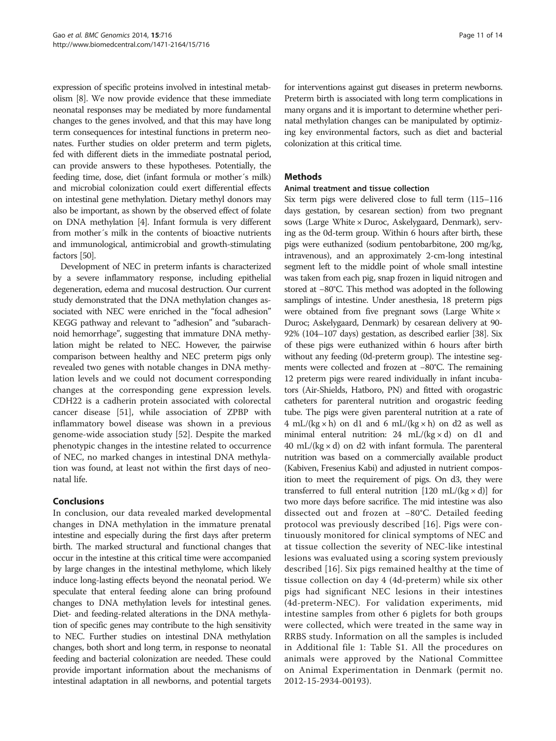expression of specific proteins involved in intestinal metabolism [8]. We now provide evidence that these immediate neonatal responses may be mediated by more fundamental changes to the genes involved, and that this may have long term consequences for intestinal functions in preterm neonates. Further studies on older preterm and term piglets, fed with different diets in the immediate postnatal period, can provide answers to these hypotheses. Potentially, the feeding time, dose, diet (infant formula or mother´s milk) and microbial colonization could exert differential effects on intestinal gene methylation. Dietary methyl donors may also be important, as shown by the observed effect of folate on DNA methylation [4]. Infant formula is very different from mother´s milk in the contents of bioactive nutrients and immunological, antimicrobial and growth-stimulating factors [50].

Development of NEC in preterm infants is characterized by a severe inflammatory response, including epithelial degeneration, edema and mucosal destruction. Our current study demonstrated that the DNA methylation changes associated with NEC were enriched in the "focal adhesion" KEGG pathway and relevant to "adhesion" and "subarachnoid hemorrhage", suggesting that immature DNA methylation might be related to NEC. However, the pairwise comparison between healthy and NEC preterm pigs only revealed two genes with notable changes in DNA methylation levels and we could not document corresponding changes at the corresponding gene expression levels. CDH22 is a cadherin protein associated with colorectal cancer disease [51], while association of ZPBP with inflammatory bowel disease was shown in a previous genome-wide association study [52]. Despite the marked phenotypic changes in the intestine related to occurrence of NEC, no marked changes in intestinal DNA methylation was found, at least not within the first days of neonatal life.

## Conclusions

In conclusion, our data revealed marked developmental changes in DNA methylation in the immature prenatal intestine and especially during the first days after preterm birth. The marked structural and functional changes that occur in the intestine at this critical time were accompanied by large changes in the intestinal methylome, which likely induce long-lasting effects beyond the neonatal period. We speculate that enteral feeding alone can bring profound changes to DNA methylation levels for intestinal genes. Diet- and feeding-related alterations in the DNA methylation of specific genes may contribute to the high sensitivity to NEC. Further studies on intestinal DNA methylation changes, both short and long term, in response to neonatal feeding and bacterial colonization are needed. These could provide important information about the mechanisms of intestinal adaptation in all newborns, and potential targets for interventions against gut diseases in preterm newborns. Preterm birth is associated with long term complications in many organs and it is important to determine whether perinatal methylation changes can be manipulated by optimizing key environmental factors, such as diet and bacterial colonization at this critical time.

## Methods

### Animal treatment and tissue collection

Six term pigs were delivered close to full term (115–116 days gestation, by cesarean section) from two pregnant sows (Large White × Duroc, Askelygaard, Denmark), serving as the 0d-term group. Within 6 hours after birth, these pigs were euthanized (sodium pentobarbitone, 200 mg/kg, intravenous), and an approximately 2-cm-long intestinal segment left to the middle point of whole small intestine was taken from each pig, snap frozen in liquid nitrogen and stored at −80°C. This method was adopted in the following samplings of intestine. Under anesthesia, 18 preterm pigs were obtained from five pregnant sows (Large White × Duroc; Askelygaard, Denmark) by cesarean delivery at 90-92% (104–107 days) gestation, as described earlier [38]. Six of these pigs were euthanized within 6 hours after birth without any feeding (0d-preterm group). The intestine segments were collected and frozen at −80°C. The remaining 12 preterm pigs were reared individually in infant incubators (Air-Shields, Hatboro, PN) and fitted with orogastric catheters for parenteral nutrition and orogastric feeding tube. The pigs were given parenteral nutrition at a rate of 4 mL/(kg × h) on d1 and 6 mL/(kg × h) on d2 as well as minimal enteral nutrition: 24 mL/(kg × d) on d1 and 40 mL/(kg × d) on d2 with infant formula. The parenteral nutrition was based on a commercially available product (Kabiven, Fresenius Kabi) and adjusted in nutrient composition to meet the requirement of pigs. On d3, they were transferred to full enteral nutrition [120 mL/(kg × d)] for two more days before sacrifice. The mid intestine was also dissected out and frozen at −80°C. Detailed feeding protocol was previously described [16]. Pigs were continuously monitored for clinical symptoms of NEC and at tissue collection the severity of NEC-like intestinal lesions was evaluated using a scoring system previously described [16]. Six pigs remained healthy at the time of tissue collection on day 4 (4d-preterm) while six other pigs had significant NEC lesions in their intestines (4d-preterm-NEC). For validation experiments, mid intestine samples from other 6 piglets for both groups were collected, which were treated in the same way in RRBS study. Information on all the samples is included in Additional file 1: Table S1. All the procedures on animals were approved by the National Committee on Animal Experimentation in Denmark (permit no. 2012-15-2934-00193).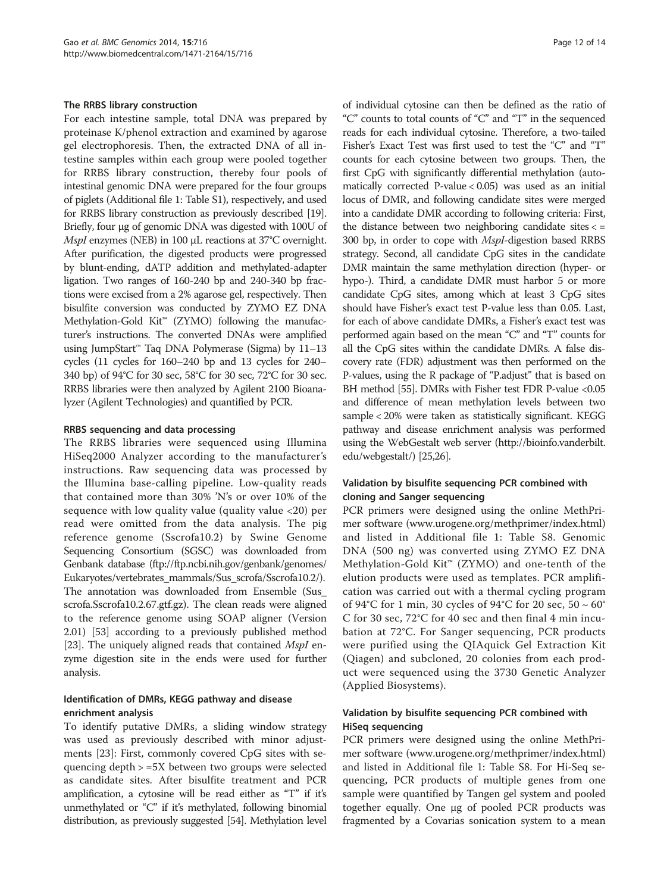### The RRBS library construction

For each intestine sample, total DNA was prepared by proteinase K/phenol extraction and examined by agarose gel electrophoresis. Then, the extracted DNA of all intestine samples within each group were pooled together for RRBS library construction, thereby four pools of intestinal genomic DNA were prepared for the four groups of piglets (Additional file 1: Table S1), respectively, and used for RRBS library construction as previously described [19]. Briefly, four μg of genomic DNA was digested with 100U of *MspI* enzymes (NEB) in 100 μL reactions at 37°C overnight. After purification, the digested products were progressed by blunt-ending, dATP addition and methylated-adapter ligation. Two ranges of 160-240 bp and 240-340 bp fractions were excised from a 2% agarose gel, respectively. Then bisulfite conversion was conducted by ZYMO EZ DNA Methylation-Gold Kit™ (ZYMO) following the manufacturer's instructions. The converted DNAs were amplified using JumpStart™ Taq DNA Polymerase (Sigma) by 11–13 cycles (11 cycles for 160–240 bp and 13 cycles for 240–340 bp) of 94°C for 30 sec, 58°C for 30 sec, 72°C for 30 sec. RRBS libraries were then analyzed by Agilent 2100 Bioanalyzer (Agilent Technologies) and quantified by PCR.

### RRBS sequencing and data processing

The RRBS libraries were sequenced using Illumina HiSeq2000 Analyzer according to the manufacturer's instructions. Raw sequencing data was processed by the Illumina base-calling pipeline. Low-quality reads that contained more than 30% 'N's or over 10% of the sequence with low quality value (quality value <20) per read were omitted from the data analysis. The pig reference genome (Sscrofa10.2) by Swine Genome Sequencing Consortium (SGSC) was downloaded from Genbank database (ftp://ftp.ncbi.nih.gov/genbank/genomes/Eukaryotes/vertebrates_mammals/Sus_scrofa/Sscrofa10.2/). The annotation was downloaded from Ensemble (Sus_scrofa.Sscrofa10.2.67.gtf.gz). The clean reads were aligned to the reference genome using SOAP aligner (Version 2.01) [53] according to a previously published method [23]. The uniquely aligned reads that contained *MspI* enzyme digestion site in the ends were used for further analysis.

### Identification of DMRs, KEGG pathway and disease enrichment analysis

To identify putative DMRs, a sliding window strategy was used as previously described with minor adjustments [23]: First, commonly covered CpG sites with sequencing depth > =5X between two groups were selected as candidate sites. After bisulfite treatment and PCR amplification, a cytosine will be read either as "T" if it's unmethylated or "C" if it's methylated, following binomial distribution, as previously suggested [54]. Methylation level of individual cytosine can then be defined as the ratio of "C" counts to total counts of "C" and "T" in the sequenced reads for each individual cytosine. Therefore, a two-tailed Fisher's Exact Test was first used to test the "C" and "T" counts for each cytosine between two groups. Then, the first CpG with significantly differential methylation (automatically corrected P-value < 0.05) was used as an initial locus of DMR, and following candidate sites were merged into a candidate DMR according to following criteria: First, the distance between two neighboring candidate sites < = 300 bp, in order to cope with *MspI*-digestion based RRBS strategy. Second, all candidate CpG sites in the candidate DMR maintain the same methylation direction (hyper- or hypo-). Third, a candidate DMR must harbor 5 or more candidate CpG sites, among which at least 3 CpG sites should have Fisher's exact test P-value less than 0.05. Last, for each of above candidate DMRs, a Fisher's exact test was performed again based on the mean "C" and "T" counts for all the CpG sites within the candidate DMRs. A false discovery rate (FDR) adjustment was then performed on the P-values, using the R package of "P.adjust" that is based on BH method [55]. DMRs with Fisher test FDR P-value <0.05 and difference of mean methylation levels between two sample < 20% were taken as statistically significant. KEGG pathway and disease enrichment analysis was performed using the WebGestalt web server (http://bioinfo.vanderbilt.edu/webgestalt/) [25,26].

### Validation by bisulfite sequencing PCR combined with cloning and Sanger sequencing

PCR primers were designed using the online MethPrimer software (www.urogene.org/methprimer/index.html) and listed in Additional file 1: Table S8. Genomic DNA (500 ng) was converted using ZYMO EZ DNA Methylation-Gold Kit™ (ZYMO) and one-tenth of the elution products were used as templates. PCR amplification was carried out with a thermal cycling program of 94°C for 1 min, 30 cycles of 94°C for 20 sec, 50 ~ 60°C for 30 sec, 72°C for 40 sec and then final 4 min incubation at 72°C. For Sanger sequencing, PCR products were purified using the QIAquick Gel Extraction Kit (Qiagen) and subcloned, 20 colonies from each product were sequenced using the 3730 Genetic Analyzer (Applied Biosystems).

### Validation by bisulfite sequencing PCR combined with HiSeq sequencing

PCR primers were designed using the online MethPrimer software (www.urogene.org/methprimer/index.html) and listed in Additional file 1: Table S8. For Hi-Seq sequencing, PCR products of multiple genes from one sample were quantified by Tangen gel system and pooled together equally. One μg of pooled PCR products was fragmented by a Covarias sonication system to a mean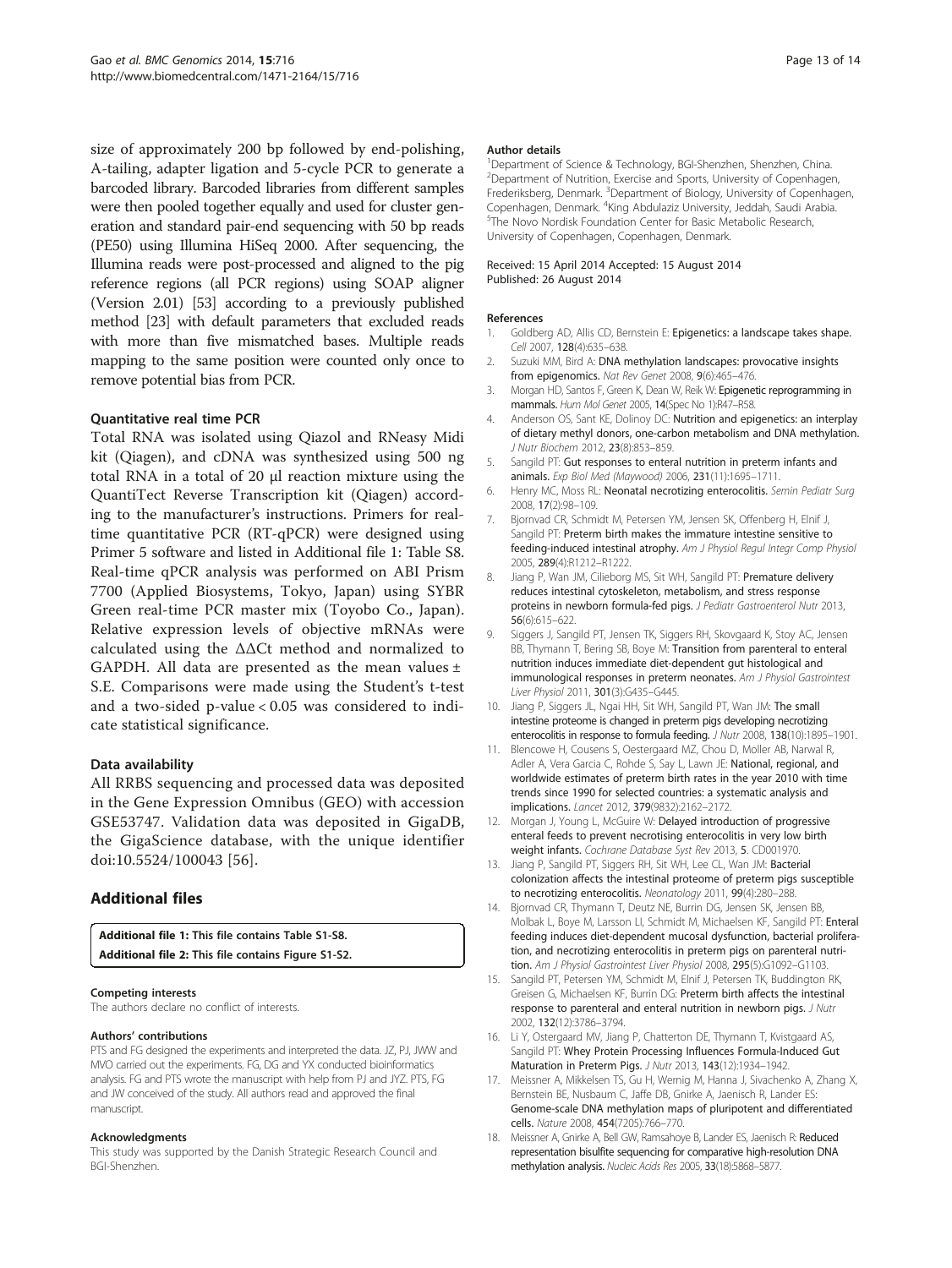size of approximately 200 bp followed by end-polishing, A-tailing, adapter ligation and 5-cycle PCR to generate a barcoded library. Barcoded libraries from different samples were then pooled together equally and used for cluster generation and standard pair-end sequencing with 50 bp reads (PE50) using Illumina HiSeq 2000. After sequencing, the Illumina reads were post-processed and aligned to the pig reference regions (all PCR regions) using SOAP aligner (Version 2.01) [53] according to a previously published method [23] with default parameters that excluded reads with more than five mismatched bases. Multiple reads mapping to the same position were counted only once to remove potential bias from PCR.

### Quantitative real time PCR

Total RNA was isolated using Qiazol and RNeasy Midi kit (Qiagen), and cDNA was synthesized using 500 ng total RNA in a total of 20 μl reaction mixture using the QuantiTect Reverse Transcription kit (Qiagen) according to the manufacturer's instructions. Primers for real-time quantitative PCR (RT-qPCR) were designed using Primer 5 software and listed in Additional file 1: Table S8. Real-time qPCR analysis was performed on ABI Prism 7700 (Applied Biosystems, Tokyo, Japan) using SYBR Green real-time PCR master mix (Toyobo Co., Japan). Relative expression levels of objective mRNAs were calculated using the ΔΔCt method and normalized to GAPDH. All data are presented as the mean values ± S.E. Comparisons were made using the Student's t-test and a two-sided p-value < 0.05 was considered to indicate statistical significance.

### Data availability

All RRBS sequencing and processed data was deposited in the Gene Expression Omnibus (GEO) with accession GSE53747. Validation data was deposited in GigaDB, the GigaScience database, with the unique identifier doi:10.5524/100043 [56].

## Additional files

**Additional file 1: This file contains Table S1-S8.**
**Additional file 2: This file contains Figure S1-S2.**

#### Competing interests

The authors declare no conflict of interests.

#### Authors' contributions

PTS and FG designed the experiments and interpreted the data. JZ, PJ, JWW and MVO carried out the experiments. FG, DG and YX conducted bioinformatics analysis. FG and PTS wrote the manuscript with help from PJ and JYZ. PTS, FG and JW conceived of the study. All authors read and approved the final manuscript.

#### Acknowledgments

This study was supported by the Danish Strategic Research Council and BGI-Shenzhen.

#### Author details

[1]Department of Science & Technology, BGI-Shenzhen, Shenzhen, China. [2]Department of Nutrition, Exercise and Sports, University of Copenhagen, Frederiksberg, Denmark. [3]Department of Biology, University of Copenhagen, Copenhagen, Denmark. [4]King Abdulaziz University, Jeddah, Saudi Arabia. [5]The Novo Nordisk Foundation Center for Basic Metabolic Research, University of Copenhagen, Copenhagen, Denmark.

Received: 15 April 2014 Accepted: 15 August 2014
Published: 26 August 2014

#### References

1. Goldberg AD, Allis CD, Bernstein E: **Epigenetics: a landscape takes shape.** *Cell* 2007, **128**(4):635–638.
2. Suzuki MM, Bird A: **DNA methylation landscapes: provocative insights from epigenomics.** *Nat Rev Genet* 2008, **9**(6):465–476.
3. Morgan HD, Santos F, Green K, Dean W, Reik W: **Epigenetic reprogramming in mammals.** *Hum Mol Genet* 2005, **14**(Spec No 1):R47–R58.
4. Anderson OS, Sant KE, Dolinoy DC: **Nutrition and epigenetics: an interplay of dietary methyl donors, one-carbon metabolism and DNA methylation.** *J Nutr Biochem* 2012, **23**(8):853–859.
5. Sangild PT: **Gut responses to enteral nutrition in preterm infants and animals.** *Exp Biol Med (Maywood)* 2006, **231**(11):1695–1711.
6. Henry MC, Moss RL: **Neonatal necrotizing enterocolitis.** *Semin Pediatr Surg* 2008, **17**(2):98–109.
7. Bjornvad CR, Schmidt M, Petersen YM, Jensen SK, Offenberg H, Elnif J, Sangild PT: **Preterm birth makes the immature intestine sensitive to feeding-induced intestinal atrophy.** *Am J Physiol Regul Integr Comp Physiol* 2005, **289**(4):R1212–R1222.
8. Jiang P, Wan JM, Cilieborg MS, Sit WH, Sangild PT: **Premature delivery reduces intestinal cytoskeleton, metabolism, and stress response proteins in newborn formula-fed pigs.** *J Pediatr Gastroenterol Nutr* 2013, **56**(6):615–622.
9. Siggers J, Sangild PT, Jensen TK, Siggers RH, Skovgaard K, Stoy AC, Jensen BB, Thymann T, Bering SB, Boye M: **Transition from parenteral to enteral nutrition induces immediate diet-dependent gut histological and immunological responses in preterm neonates.** *Am J Physiol Gastrointest Liver Physiol* 2011, **301**(3):G435–G445.
10. Jiang P, Siggers JL, Ngai HH, Sit WH, Sangild PT, Wan JM: **The small intestine proteome is changed in preterm pigs developing necrotizing enterocolitis in response to formula feeding.** *J Nutr* 2008, **138**(10):1895–1901.
11. Blencowe H, Cousens S, Oestergaard MZ, Chou D, Moller AB, Narwal R, Adler A, Vera Garcia C, Rohde S, Say L, Lawn JE: **National, regional, and worldwide estimates of preterm birth rates in the year 2010 with time trends since 1990 for selected countries: a systematic analysis and implications.** *Lancet* 2012, **379**(9832):2162–2172.
12. Morgan J, Young L, McGuire W: **Delayed introduction of progressive enteral feeds to prevent necrotising enterocolitis in very low birth weight infants.** *Cochrane Database Syst Rev* 2013, **5**. CD001970.
13. Jiang P, Sangild PT, Siggers RH, Sit WH, Lee CL, Wan JM: **Bacterial colonization affects the intestinal proteome of preterm pigs susceptible to necrotizing enterocolitis.** *Neonatology* 2011, **99**(4):280–288.
14. Bjornvad CR, Thymann T, Deutz NE, Burrin DG, Jensen SK, Jensen BB, Molbak L, Boye M, Larsson LI, Schmidt M, Michaelsen KF, Sangild PT: **Enteral feeding induces diet-dependent mucosal dysfunction, bacterial proliferation, and necrotizing enterocolitis in preterm pigs on parenteral nutrition.** *Am J Physiol Gastrointest Liver Physiol* 2008, **295**(5):G1092–G1103.
15. Sangild PT, Petersen YM, Schmidt M, Elnif J, Petersen TK, Buddington RK, Greisen G, Michaelsen KF, Burrin DG: **Preterm birth affects the intestinal response to parenteral and enteral nutrition in newborn pigs.** *J Nutr* 2002, **132**(12):3786–3794.
16. Li Y, Ostergaard MV, Jiang P, Chatterton DE, Thymann T, Kvistgaard AS, Sangild PT: **Whey Protein Processing Influences Formula-Induced Gut Maturation in Preterm Pigs.** *J Nutr* 2013, **143**(12):1934–1942.
17. Meissner A, Mikkelsen TS, Gu H, Wernig M, Hanna J, Sivachenko A, Zhang X, Bernstein BE, Nusbaum C, Jaffe DB, Gnirke A, Jaenisch R, Lander ES: **Genome-scale DNA methylation maps of pluripotent and differentiated cells.** *Nature* 2008, **454**(7205):766–770.
18. Meissner A, Gnirke A, Bell GW, Ramsahoye B, Lander ES, Jaenisch R: **Reduced representation bisulfite sequencing for comparative high-resolution DNA methylation analysis.** *Nucleic Acids Res* 2005, **33**(18):5868–5877.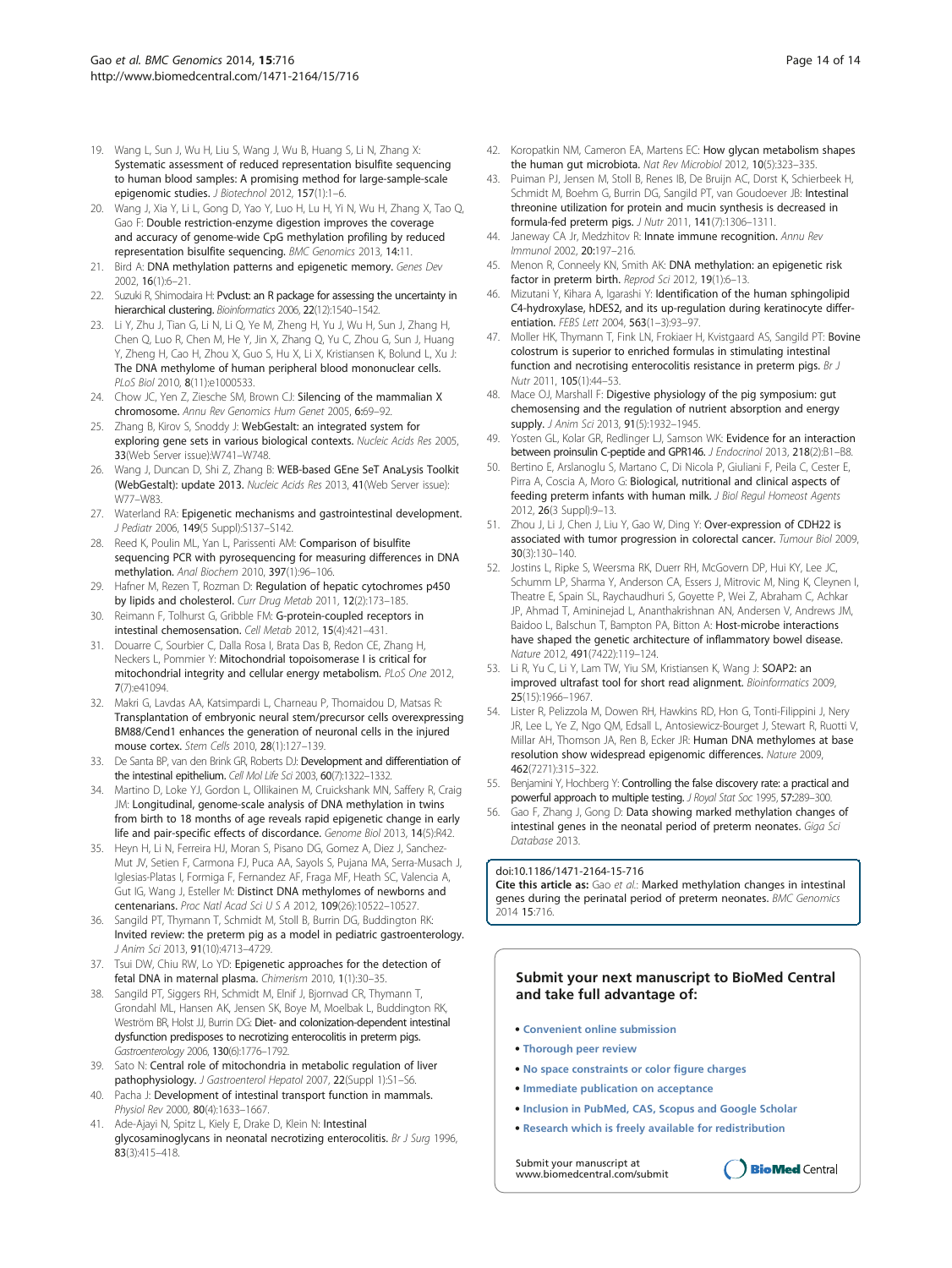19. Wang L, Sun J, Wu H, Liu S, Wang J, Wu B, Huang S, Li N, Zhang X: **Systematic assessment of reduced representation bisulfite sequencing to human blood samples: A promising method for large-sample-scale epigenomic studies.** *J Biotechnol* 2012, **157**(1):1–6.
20. Wang J, Xia Y, Li L, Gong D, Yao Y, Luo H, Lu H, Yi N, Wu H, Zhang X, Tao Q, Gao F: **Double restriction-enzyme digestion improves the coverage and accuracy of genome-wide CpG methylation profiling by reduced representation bisulfite sequencing.** *BMC Genomics* 2013, **14**:11.
21. Bird A: **DNA methylation patterns and epigenetic memory.** *Genes Dev* 2002, **16**(1):6–21.
22. Suzuki R, Shimodaira H: **Pvclust: an R package for assessing the uncertainty in hierarchical clustering.** *Bioinformatics* 2006, **22**(12):1540–1542.
23. Li Y, Zhu J, Tian G, Li N, Li Q, Ye M, Zheng H, Yu J, Wu H, Sun J, Zhang H, Chen Q, Luo R, Chen M, He Y, Jin X, Zhang Q, Yu C, Zhou G, Sun J, Huang Y, Zheng H, Cao H, Zhou X, Guo S, Hu X, Li X, Kristiansen K, Bolund L, Xu J: **The DNA methylome of human peripheral blood mononuclear cells.** *PLoS Biol* 2010, **8**(11):e1000533.
24. Chow JC, Yen Z, Ziesche SM, Brown CJ: **Silencing of the mammalian X chromosome.** *Annu Rev Genomics Hum Genet* 2005, **6**:69–92.
25. Zhang B, Kirov S, Snoddy J: **WebGestalt: an integrated system for exploring gene sets in various biological contexts.** *Nucleic Acids Res* 2005, **33**(Web Server issue):W741–W748.
26. Wang J, Duncan D, Shi Z, Zhang B: **WEB-based GEne SeT AnaLysis Toolkit (WebGestalt): update 2013.** *Nucleic Acids Res* 2013, **41**(Web Server issue): W77–W83.
27. Waterland RA: **Epigenetic mechanisms and gastrointestinal development.** *J Pediatr* 2006, **149**(5 Suppl):S137–S142.
28. Reed K, Poulin ML, Yan L, Parissenti AM: **Comparison of bisulfite sequencing PCR with pyrosequencing for measuring differences in DNA methylation.** *Anal Biochem* 2010, **397**(1):96–106.
29. Hafner M, Rezen T, Rozman D: **Regulation of hepatic cytochromes p450 by lipids and cholesterol.** *Curr Drug Metab* 2011, **12**(2):173–185.
30. Reimann F, Tolhurst G, Gribble FM: **G-protein-coupled receptors in intestinal chemosensation.** *Cell Metab* 2012, **15**(4):421–431.
31. Douarre C, Sourbier C, Dalla Rosa I, Brata Das B, Redon CE, Zhang H, Neckers L, Pommier Y: **Mitochondrial topoisomerase I is critical for mitochondrial integrity and cellular energy metabolism.** *PLoS One* 2012, **7**(7):e41094.
32. Makri G, Lavdas AA, Katsimpardi L, Charneau P, Thomaidou D, Matsas R: **Transplantation of embryonic neural stem/precursor cells overexpressing BM88/Cend1 enhances the generation of neuronal cells in the injured mouse cortex.** *Stem Cells* 2010, **28**(1):127–139.
33. De Santa BP, van den Brink GR, Roberts DJ: **Development and differentiation of the intestinal epithelium.** *Cell Mol Life Sci* 2003, **60**(7):1322–1332.
34. Martino D, Loke YJ, Gordon L, Ollikainen M, Cruickshank MN, Saffery R, Craig JM: **Longitudinal, genome-scale analysis of DNA methylation in twins from birth to 18 months of age reveals rapid epigenetic change in early life and pair-specific effects of discordance.** *Genome Biol* 2013, **14**(5):R42.
35. Heyn H, Li N, Ferreira HJ, Moran S, Pisano DG, Gomez A, Diez J, Sanchez-Mut JV, Setien F, Carmona FJ, Puca AA, Sayols S, Pujana MA, Serra-Musach J, Iglesias-Platas I, Formiga F, Fernandez AF, Fraga MF, Heath SC, Valencia A, Gut IG, Wang J, Esteller M: **Distinct DNA methylomes of newborns and centenarians.** *Proc Natl Acad Sci U S A* 2012, **109**(26):10522–10527.
36. Sangild PT, Thymann T, Schmidt M, Stoll B, Burrin DG, Buddington RK: **Invited review: the preterm pig as a model in pediatric gastroenterology.** *J Anim Sci* 2013, **91**(10):4713–4729.
37. Tsui DW, Chiu RW, Lo YD: **Epigenetic approaches for the detection of fetal DNA in maternal plasma.** *Chimerism* 2010, **1**(1):30–35.
38. Sangild PT, Siggers RH, Schmidt M, Elnif J, Bjornvad CR, Thymann T, Grondahl ML, Hansen AK, Jensen SK, Boye M, Moelbak L, Buddington RK, Weström BR, Holst JJ, Burrin DG: **Diet- and colonization-dependent intestinal dysfunction predisposes to necrotizing enterocolitis in preterm pigs.** *Gastroenterology* 2006, **130**(6):1776–1792.
39. Sato N: **Central role of mitochondria in metabolic regulation of liver pathophysiology.** *J Gastroenterol Hepatol* 2007, **22**(Suppl 1):S1–S6.
40. Pacha J: **Development of intestinal transport function in mammals.** *Physiol Rev* 2000, **80**(4):1633–1667.
41. Ade-Ajayi N, Spitz L, Kiely E, Drake D, Klein N: **Intestinal glycosaminoglycans in neonatal necrotizing enterocolitis.** *Br J Surg* 1996, **83**(3):415–418.
42. Koropatkin NM, Cameron EA, Martens EC: **How glycan metabolism shapes the human gut microbiota.** *Nat Rev Microbiol* 2012, **10**(5):323–335.
43. Puiman PJ, Jensen M, Stoll B, Renes IB, De Bruijn AC, Dorst K, Schierbeek H, Schmidt M, Boehm G, Burrin DG, Sangild PT, van Goudoever JB: **Intestinal threonine utilization for protein and mucin synthesis is decreased in formula-fed preterm pigs.** *J Nutr* 2011, **141**(7):1306–1311.
44. Janeway CA Jr, Medzhitov R: **Innate immune recognition.** *Annu Rev Immunol* 2002, **20**:197–216.
45. Menon R, Conneely KN, Smith AK: **DNA methylation: an epigenetic risk factor in preterm birth.** *Reprod Sci* 2012, **19**(1):6–13.
46. Mizutani Y, Kihara A, Igarashi Y: **Identification of the human sphingolipid C4-hydroxylase, hDES2, and its up-regulation during keratinocyte differentiation.** *FEBS Lett* 2004, **563**(1–3):93–97.
47. Moller HK, Thymann T, Fink LN, Frokiaer H, Kvistgaard AS, Sangild PT: **Bovine colostrum is superior to enriched formulas in stimulating intestinal function and necrotising enterocolitis resistance in preterm pigs.** *Br J Nutr* 2011, **105**(1):44–53.
48. Mace OJ, Marshall F: **Digestive physiology of the pig symposium: gut chemosensing and the regulation of nutrient absorption and energy supply.** *J Anim Sci* 2013, **91**(5):1932–1945.
49. Yosten GL, Kolar GR, Redlinger LJ, Samson WK: **Evidence for an interaction between proinsulin C-peptide and GPR146.** *J Endocrinol* 2013, **218**(2):B1–B8.
50. Bertino E, Arslanoglu S, Martano C, Di Nicola P, Giuliani F, Peila C, Cester E, Pirra A, Coscia A, Moro G: **Biological, nutritional and clinical aspects of feeding preterm infants with human milk.** *J Biol Regul Homeost Agents* 2012, **26**(3 Suppl):9–13.
51. Zhou J, Li J, Chen J, Liu Y, Gao W, Ding Y: **Over-expression of CDH22 is associated with tumor progression in colorectal cancer.** *Tumour Biol* 2009, **30**(3):130–140.
52. Jostins L, Ripke S, Weersma RK, Duerr RH, McGovern DP, Hui KY, Lee JC, Schumm LP, Sharma Y, Anderson CA, Essers J, Mitrovic M, Ning K, Cleynen I, Theatre E, Spain SL, Raychaudhuri S, Goyette P, Wei Z, Abraham C, Achkar JP, Ahmad T, Amininejad L, Ananthakrishnan AN, Andersen V, Andrews JM, Baidoo L, Balschun T, Bampton PA, Bitton A: **Host-microbe interactions have shaped the genetic architecture of inflammatory bowel disease.** *Nature* 2012, **491**(7422):119–124.
53. Li R, Yu C, Li Y, Lam TW, Yiu SM, Kristiansen K, Wang J: **SOAP2: an improved ultrafast tool for short read alignment.** *Bioinformatics* 2009, **25**(15):1966–1967.
54. Lister R, Pelizzola M, Dowen RH, Hawkins RD, Hon G, Tonti-Filippini J, Nery JR, Lee L, Ye Z, Ngo QM, Edsall L, Antosiewicz-Bourget J, Stewart R, Ruotti V, Millar AH, Thomson JA, Ren B, Ecker JR: **Human DNA methylomes at base resolution show widespread epigenomic differences.** *Nature* 2009, **462**(7271):315–322.
55. Benjamini Y, Hochberg Y: **Controlling the false discovery rate: a practical and powerful approach to multiple testing.** *J Royal Stat Soc* 1995, **57**:289–300.
56. Gao F, Zhang J, Gong D: **Data showing marked methylation changes of intestinal genes in the neonatal period of preterm neonates.** *Giga Sci Database* 2013.

doi:10.1186/1471-2164-15-716

**Cite this article as:** Gao *et al.*: Marked methylation changes in intestinal genes during the perinatal period of preterm neonates. *BMC Genomics* 2014 **15**:716.

**Submit your next manuscript to BioMed Central and take full advantage of:**

- **Convenient online submission**
- **Thorough peer review**
- **No space constraints or color figure charges**
- **Immediate publication on acceptance**
- **Inclusion in PubMed, CAS, Scopus and Google Scholar**
- **Research which is freely available for redistribution**

Submit your manuscript at www.biomedcentral.com/submit